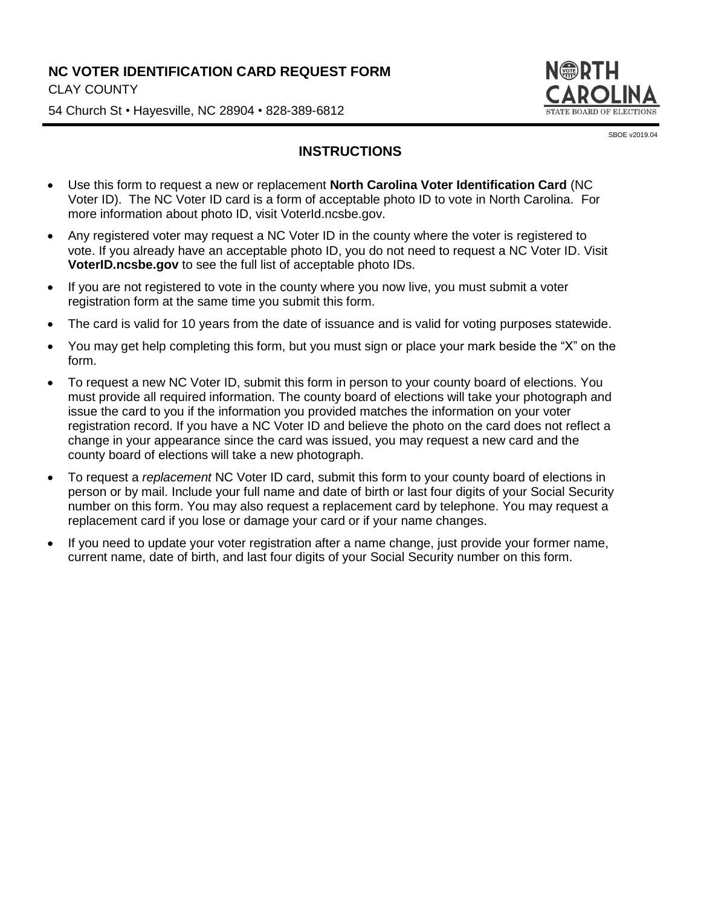# NC VOTER IDENTIFICATION CARD REQUEST FORM

CLAY COUNTY

54 Church St • Hayesville, NC 28904 • 828-389-6812

NORTH CAROLINA STATE BOARD OF ELECTIONS

SBOE v2019.04

## INSTRUCTIONS

- Use this form to request a new or replacement **North Carolina Voter Identification Card** (NC Voter ID). The NC Voter ID card is a form of acceptable photo ID to vote in North Carolina. For more information about photo ID, visit VoterId.ncsbe.gov.
- Any registered voter may request a NC Voter ID in the county where the voter is registered to vote. If you already have an acceptable photo ID, you do not need to request a NC Voter ID. Visit **VoterID.ncsbe.gov** to see the full list of acceptable photo IDs.
- If you are not registered to vote in the county where you now live, you must submit a voter registration form at the same time you submit this form.
- The card is valid for 10 years from the date of issuance and is valid for voting purposes statewide.
- You may get help completing this form, but you must sign or place your mark beside the "X" on the form.
- To request a new NC Voter ID, submit this form in person to your county board of elections. You must provide all required information. The county board of elections will take your photograph and issue the card to you if the information you provided matches the information on your voter registration record. If you have a NC Voter ID and believe the photo on the card does not reflect a change in your appearance since the card was issued, you may request a new card and the county board of elections will take a new photograph.
- To request a *replacement* NC Voter ID card, submit this form to your county board of elections in person or by mail. Include your full name and date of birth or last four digits of your Social Security number on this form. You may also request a replacement card by telephone. You may request a replacement card if you lose or damage your card or if your name changes.
- If you need to update your voter registration after a name change, just provide your former name, current name, date of birth, and last four digits of your Social Security number on this form.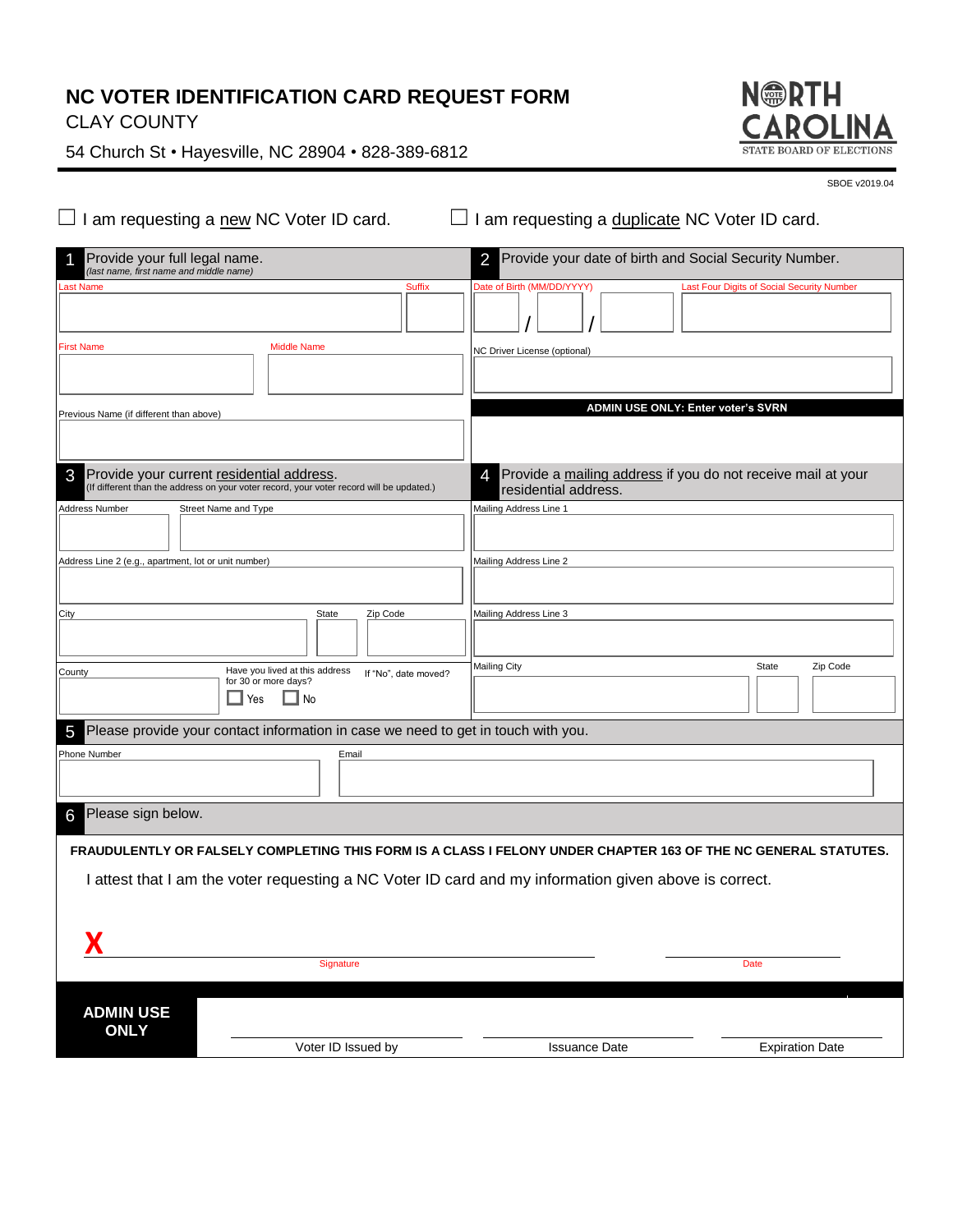# NC VOTER IDENTIFICATION CARD REQUEST FORM

CLAY COUNTY

54 Church St • Hayesville, NC 28904 • 828-389-6812

NORTH CAROLINA
STATE BOARD OF ELECTIONS

SBOE v2019.04

☐ I am requesting a new NC Voter ID card. ☐ I am requesting a duplicate NC Voter ID card.

## 1 Provide your full legal name.
*(last name, first name and middle name)*

Last Name

Suffix

First Name

Middle Name

Previous Name (if different than above)

## 2 Provide your date of birth and Social Security Number.

Date of Birth (MM/DD/YYYY) / /

Last Four Digits of Social Security Number

NC Driver License (optional)

**ADMIN USE ONLY: Enter voter's SVRN**

## 3 Provide your current residential address.
(If different than the address on your voter record, your voter record will be updated.)

Address Number

Street Name and Type

Address Line 2 (e.g., apartment, lot or unit number)

City

State

Zip Code

County

Have you lived at this address for 30 or more days? ☐ Yes ☐ No

If "No", date moved?

## 4 Provide a mailing address if you do not receive mail at your residential address.

Mailing Address Line 1

Mailing Address Line 2

Mailing Address Line 3

Mailing City

State

Zip Code

## 5 Please provide your contact information in case we need to get in touch with you.

Phone Number

Email

## 6 Please sign below.

**FRAUDULENTLY OR FALSELY COMPLETING THIS FORM IS A CLASS I FELONY UNDER CHAPTER 163 OF THE NC GENERAL STATUTES.**

I attest that I am the voter requesting a NC Voter ID card and my information given above is correct.

X ______________________________ ______________

Signature Date

**ADMIN USE ONLY**

Voter ID Issued by

Issuance Date

Expiration Date